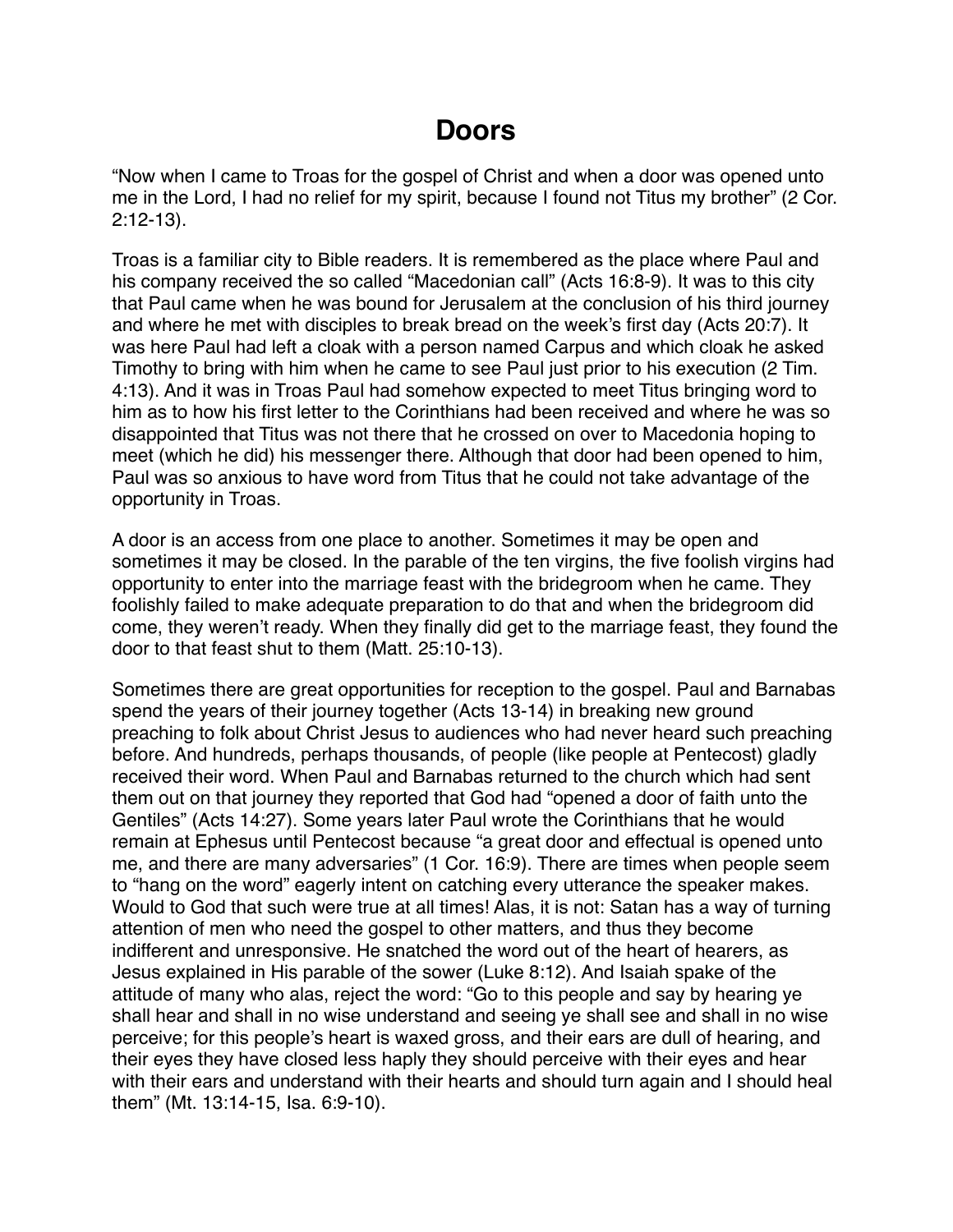# Doors

“Now when I came to Troas for the gospel of Christ and when a door was opened unto me in the Lord, I had no relief for my spirit, because I found not Titus my brother” (2 Cor. 2:12-13).

Troas is a familiar city to Bible readers. It is remembered as the place where Paul and his company received the so called “Macedonian call” (Acts 16:8-9). It was to this city that Paul came when he was bound for Jerusalem at the conclusion of his third journey and where he met with disciples to break bread on the week’s first day (Acts 20:7). It was here Paul had left a cloak with a person named Carpus and which cloak he asked Timothy to bring with him when he came to see Paul just prior to his execution (2 Tim. 4:13). And it was in Troas Paul had somehow expected to meet Titus bringing word to him as to how his first letter to the Corinthians had been received and where he was so disappointed that Titus was not there that he crossed on over to Macedonia hoping to meet (which he did) his messenger there. Although that door had been opened to him, Paul was so anxious to have word from Titus that he could not take advantage of the opportunity in Troas.

A door is an access from one place to another. Sometimes it may be open and sometimes it may be closed. In the parable of the ten virgins, the five foolish virgins had opportunity to enter into the marriage feast with the bridegroom when he came. They foolishly failed to make adequate preparation to do that and when the bridegroom did come, they weren’t ready. When they finally did get to the marriage feast, they found the door to that feast shut to them (Matt. 25:10-13).

Sometimes there are great opportunities for reception to the gospel. Paul and Barnabas spend the years of their journey together (Acts 13-14) in breaking new ground preaching to folk about Christ Jesus to audiences who had never heard such preaching before. And hundreds, perhaps thousands, of people (like people at Pentecost) gladly received their word. When Paul and Barnabas returned to the church which had sent them out on that journey they reported that God had “opened a door of faith unto the Gentiles” (Acts 14:27). Some years later Paul wrote the Corinthians that he would remain at Ephesus until Pentecost because “a great door and effectual is opened unto me, and there are many adversaries” (1 Cor. 16:9). There are times when people seem to “hang on the word” eagerly intent on catching every utterance the speaker makes. Would to God that such were true at all times! Alas, it is not: Satan has a way of turning attention of men who need the gospel to other matters, and thus they become indifferent and unresponsive. He snatched the word out of the heart of hearers, as Jesus explained in His parable of the sower (Luke 8:12). And Isaiah spake of the attitude of many who alas, reject the word: “Go to this people and say by hearing ye shall hear and shall in no wise understand and seeing ye shall see and shall in no wise perceive; for this people’s heart is waxed gross, and their ears are dull of hearing, and their eyes they have closed less haply they should perceive with their eyes and hear with their ears and understand with their hearts and should turn again and I should heal them” (Mt. 13:14-15, Isa. 6:9-10).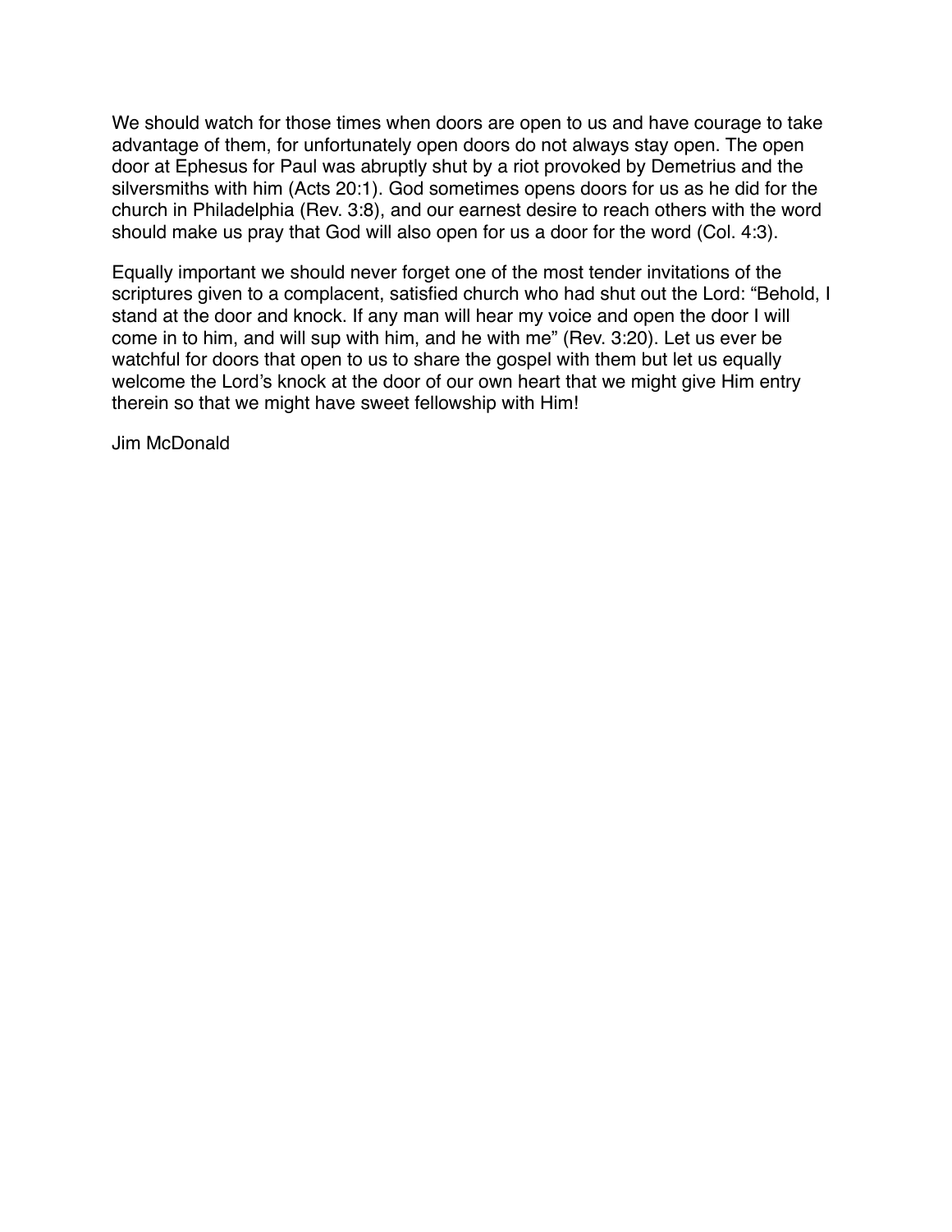We should watch for those times when doors are open to us and have courage to take advantage of them, for unfortunately open doors do not always stay open. The open door at Ephesus for Paul was abruptly shut by a riot provoked by Demetrius and the silversmiths with him (Acts 20:1). God sometimes opens doors for us as he did for the church in Philadelphia (Rev. 3:8), and our earnest desire to reach others with the word should make us pray that God will also open for us a door for the word (Col. 4:3).

Equally important we should never forget one of the most tender invitations of the scriptures given to a complacent, satisfied church who had shut out the Lord: “Behold, I stand at the door and knock. If any man will hear my voice and open the door I will come in to him, and will sup with him, and he with me” (Rev. 3:20). Let us ever be watchful for doors that open to us to share the gospel with them but let us equally welcome the Lord’s knock at the door of our own heart that we might give Him entry therein so that we might have sweet fellowship with Him!

Jim McDonald